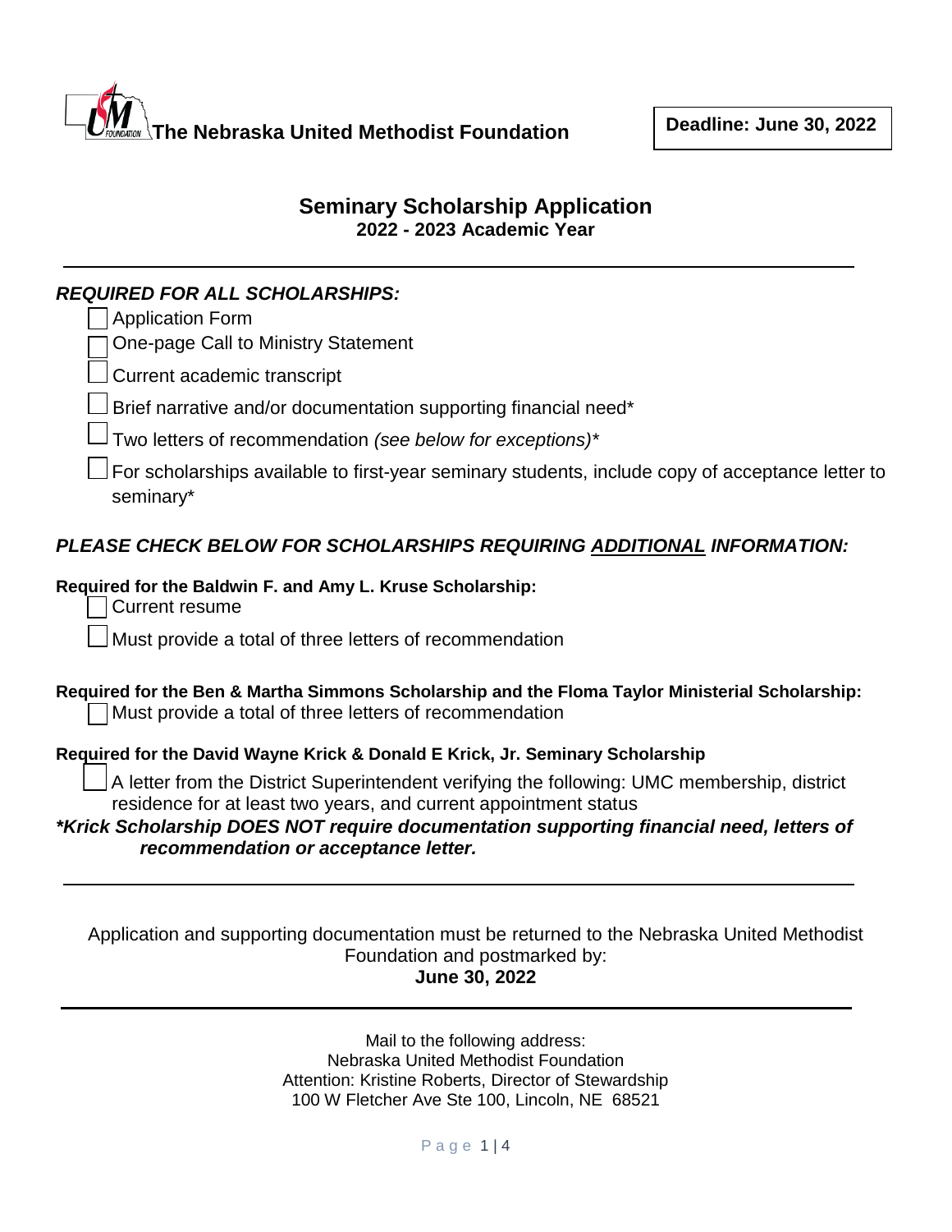**The Nebraska United Methodist Foundation**

**Deadline: June 30, 2022**

# Seminary Scholarship Application

**2022 - 2023 Academic Year**

---

***REQUIRED FOR ALL SCHOLARSHIPS:***

- [ ] Application Form
- [ ] One-page Call to Ministry Statement
- [ ] Current academic transcript
- [ ] Brief narrative and/or documentation supporting financial need*
- [ ] Two letters of recommendation *(see below for exceptions)**
- [ ] For scholarships available to first-year seminary students, include copy of acceptance letter to seminary*

***PLEASE CHECK BELOW FOR SCHOLARSHIPS REQUIRING <u>ADDITIONAL</u> INFORMATION:***

**Required for the Baldwin F. and Amy L. Kruse Scholarship:**

- [ ] Current resume
- [ ] Must provide a total of three letters of recommendation

**Required for the Ben & Martha Simmons Scholarship and the Floma Taylor Ministerial Scholarship:**

- [ ] Must provide a total of three letters of recommendation

**Required for the David Wayne Krick & Donald E Krick, Jr. Seminary Scholarship**

- [ ] A letter from the District Superintendent verifying the following: UMC membership, district residence for at least two years, and current appointment status

***\*Krick Scholarship DOES NOT require documentation supporting financial need, letters of recommendation or acceptance letter.***

---

Application and supporting documentation must be returned to the Nebraska United Methodist Foundation and postmarked by:

**June 30, 2022**

---

Mail to the following address:
Nebraska United Methodist Foundation
Attention: Kristine Roberts, Director of Stewardship
100 W Fletcher Ave Ste 100, Lincoln, NE 68521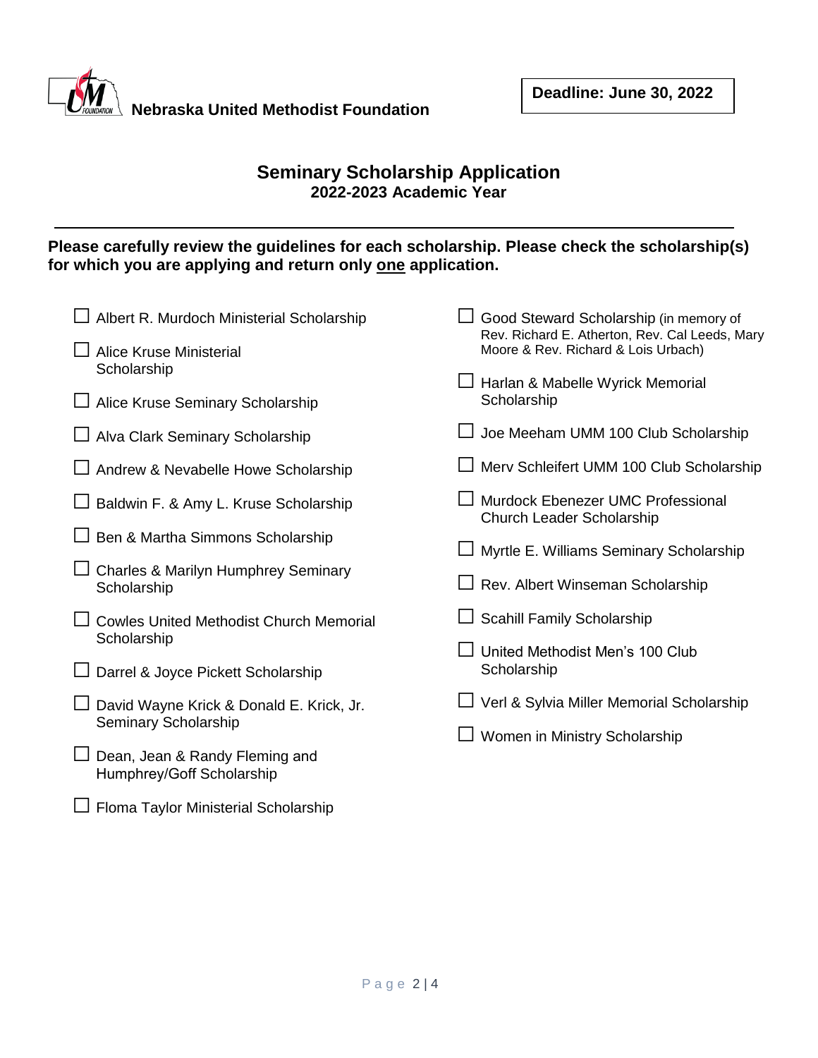**Nebraska United Methodist Foundation**

**Deadline: June 30, 2022**

# Seminary Scholarship Application

## 2022-2023 Academic Year

---

**Please carefully review the guidelines for each scholarship. Please check the scholarship(s) for which you are applying and return only <u>one</u> application.**

- ☐ Albert R. Murdoch Ministerial Scholarship
- ☐ Alice Kruse Ministerial Scholarship
- ☐ Alice Kruse Seminary Scholarship
- ☐ Alva Clark Seminary Scholarship
- ☐ Andrew & Nevabelle Howe Scholarship
- ☐ Baldwin F. & Amy L. Kruse Scholarship
- ☐ Ben & Martha Simmons Scholarship
- ☐ Charles & Marilyn Humphrey Seminary Scholarship
- ☐ Cowles United Methodist Church Memorial Scholarship
- ☐ Darrel & Joyce Pickett Scholarship
- ☐ David Wayne Krick & Donald E. Krick, Jr. Seminary Scholarship
- ☐ Dean, Jean & Randy Fleming and Humphrey/Goff Scholarship
- ☐ Floma Taylor Ministerial Scholarship
- ☐ Good Steward Scholarship (in memory of Rev. Richard E. Atherton, Rev. Cal Leeds, Mary Moore & Rev. Richard & Lois Urbach)
- ☐ Harlan & Mabelle Wyrick Memorial Scholarship
- ☐ Joe Meeham UMM 100 Club Scholarship
- ☐ Merv Schleifert UMM 100 Club Scholarship
- ☐ Murdock Ebenezer UMC Professional Church Leader Scholarship
- ☐ Myrtle E. Williams Seminary Scholarship
- ☐ Rev. Albert Winseman Scholarship
- ☐ Scahill Family Scholarship
- ☐ United Methodist Men's 100 Club Scholarship
- ☐ Verl & Sylvia Miller Memorial Scholarship
- ☐ Women in Ministry Scholarship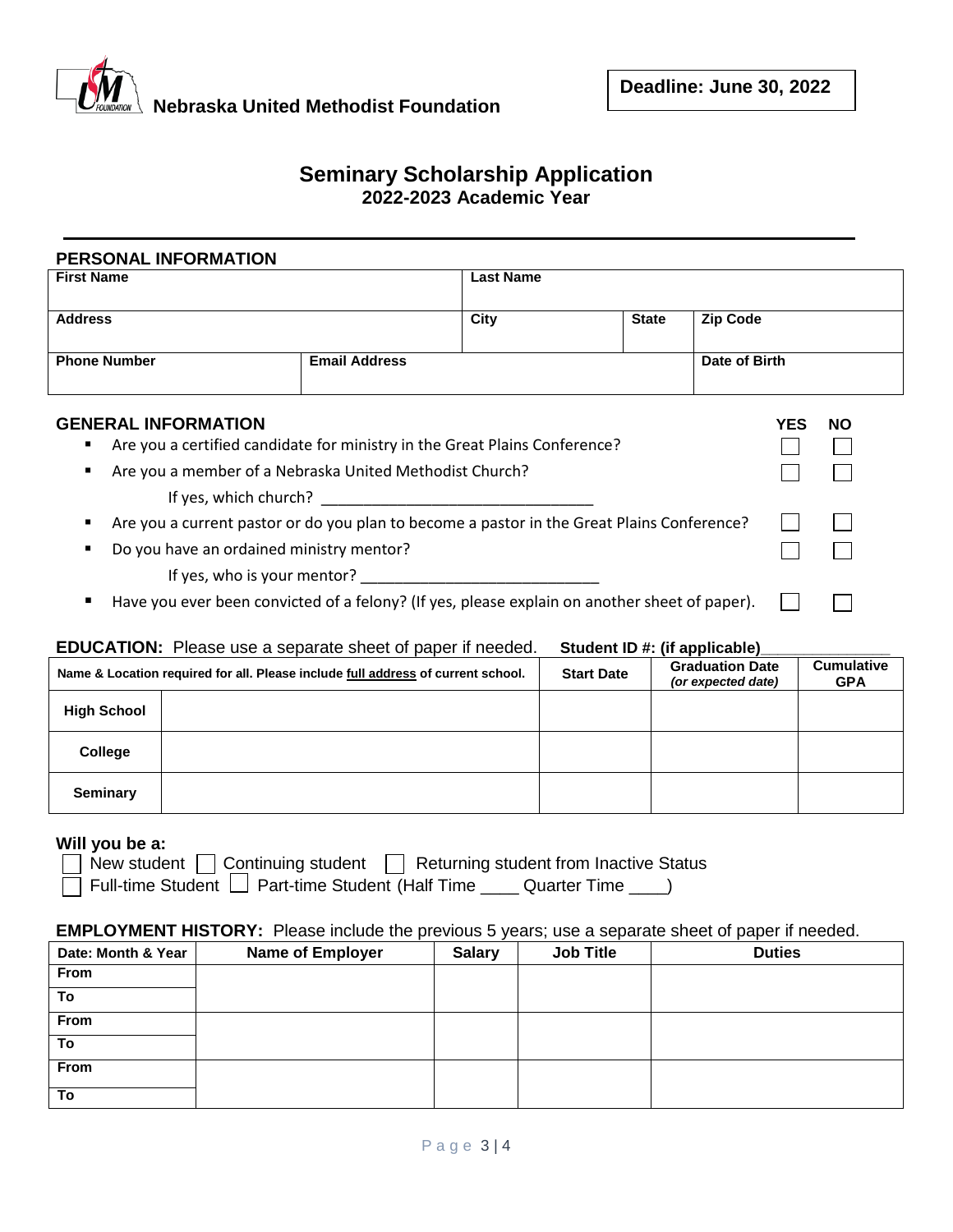**Nebraska United Methodist Foundation**

**Deadline: June 30, 2022**

# Seminary Scholarship Application

## 2022-2023 Academic Year

### PERSONAL INFORMATION

| First Name | | Last Name | | |
|---|---|---|---|---|
| **Address** | | **City** | **State** | **Zip Code** |
| **Phone Number** | **Email Address** | | | **Date of Birth** |

### GENERAL INFORMATION

| | YES | NO |
|---|---|---|
| ▪ Are you a certified candidate for ministry in the Great Plains Conference? | ☐ | ☐ |
| ▪ Are you a member of a Nebraska United Methodist Church? | ☐ | ☐ |
| If yes, which church? ________________________________ | | |
| ▪ Are you a current pastor or do you plan to become a pastor in the Great Plains Conference? | ☐ | ☐ |
| ▪ Do you have an ordained ministry mentor? | ☐ | ☐ |
| If yes, who is your mentor? ____________________________ | | |
| ▪ Have you ever been convicted of a felony? (If yes, please explain on another sheet of paper). | ☐ | ☐ |

**EDUCATION:** Please use a separate sheet of paper if needed. **Student ID #: (if applicable)**_______________

| Name & Location required for all. Please include full address of current school. | | Start Date | Graduation Date *(or expected date)* | Cumulative GPA |
|---|---|---|---|---|
| **High School** | | | | |
| **College** | | | | |
| **Seminary** | | | | |

**Will you be a:**

☐ New student ☐ Continuing student ☐ Returning student from Inactive Status

☐ Full-time Student ☐ Part-time Student (Half Time ____ Quarter Time ____)

**EMPLOYMENT HISTORY:** Please include the previous 5 years; use a separate sheet of paper if needed.

| Date: Month & Year | Name of Employer | Salary | Job Title | Duties |
|---|---|---|---|---|
| **From** / **To** | | | | |
| **From** / **To** | | | | |
| **From** / **To** | | | | |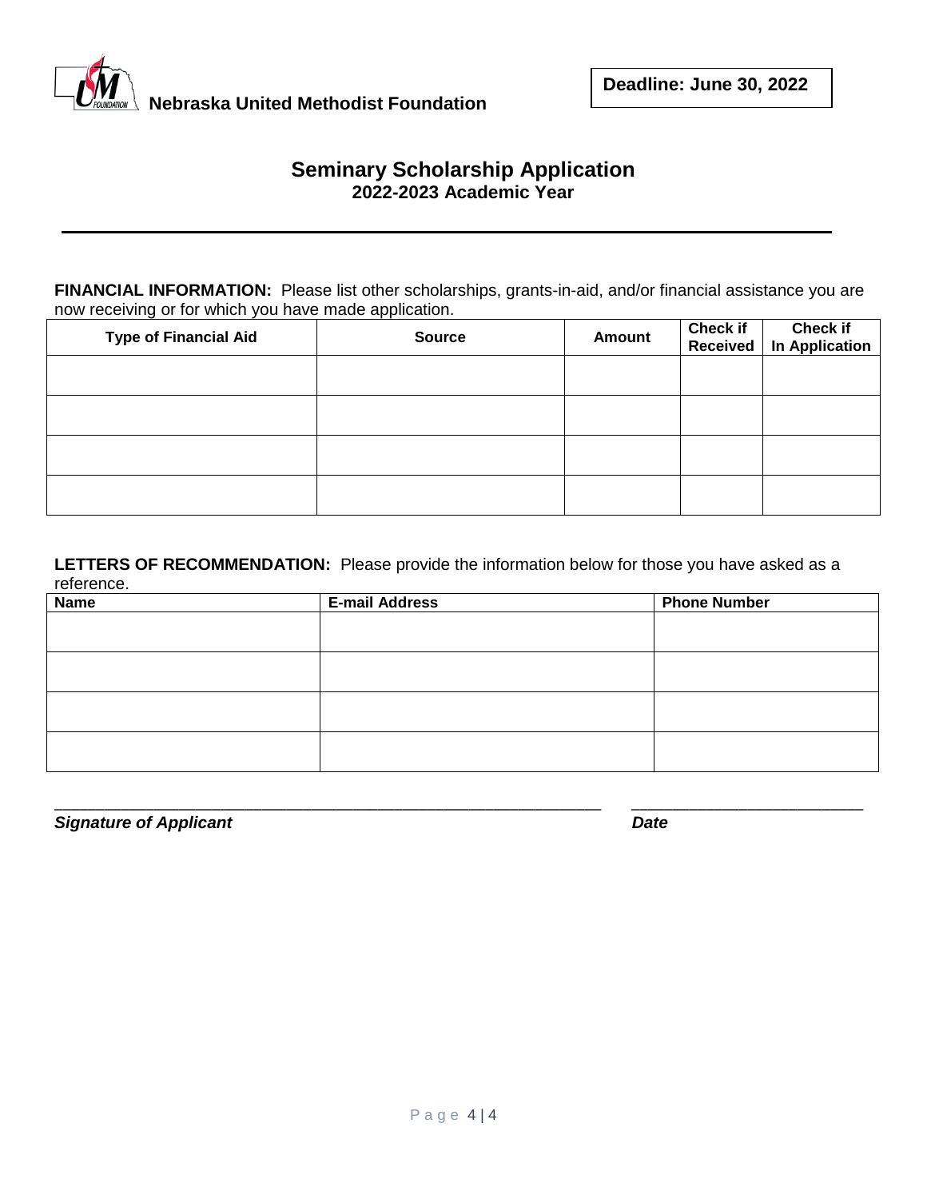Nebraska United Methodist Foundation

**Deadline: June 30, 2022**

## Seminary Scholarship Application
### 2022-2023 Academic Year

---

**FINANCIAL INFORMATION:** Please list other scholarships, grants-in-aid, and/or financial assistance you are now receiving or for which you have made application.

| Type of Financial Aid | Source | Amount | Check if Received | Check if In Application |
| --- | --- | --- | --- | --- |
| | | | | |
| | | | | |
| | | | | |
| | | | | |

**LETTERS OF RECOMMENDATION:** Please provide the information below for those you have asked as a reference.

| Name | E-mail Address | Phone Number |
| --- | --- | --- |
| | | |
| | | |
| | | |
| | | |

_______________________________________________________________ __________________________

***Signature of Applicant*** ***Date***